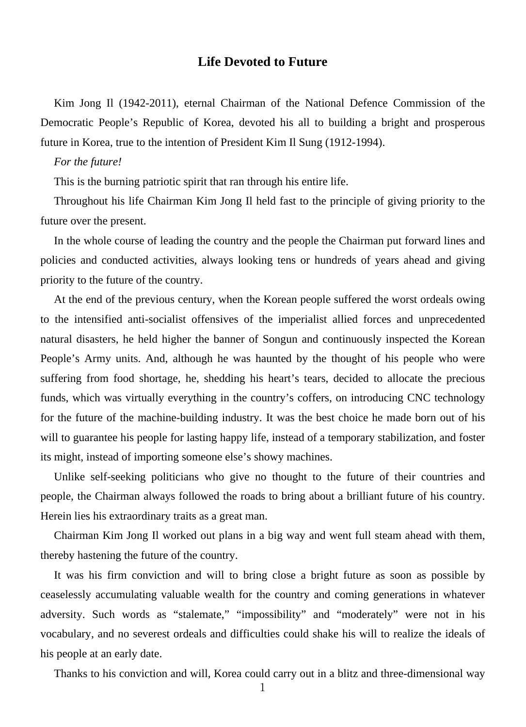# Life Devoted to Future

Kim Jong Il (1942-2011), eternal Chairman of the National Defence Commission of the Democratic People's Republic of Korea, devoted his all to building a bright and prosperous future in Korea, true to the intention of President Kim Il Sung (1912-1994).

*For the future!*

This is the burning patriotic spirit that ran through his entire life.

Throughout his life Chairman Kim Jong Il held fast to the principle of giving priority to the future over the present.

In the whole course of leading the country and the people the Chairman put forward lines and policies and conducted activities, always looking tens or hundreds of years ahead and giving priority to the future of the country.

At the end of the previous century, when the Korean people suffered the worst ordeals owing to the intensified anti-socialist offensives of the imperialist allied forces and unprecedented natural disasters, he held higher the banner of Songun and continuously inspected the Korean People's Army units. And, although he was haunted by the thought of his people who were suffering from food shortage, he, shedding his heart's tears, decided to allocate the precious funds, which was virtually everything in the country's coffers, on introducing CNC technology for the future of the machine-building industry. It was the best choice he made born out of his will to guarantee his people for lasting happy life, instead of a temporary stabilization, and foster its might, instead of importing someone else's showy machines.

Unlike self-seeking politicians who give no thought to the future of their countries and people, the Chairman always followed the roads to bring about a brilliant future of his country. Herein lies his extraordinary traits as a great man.

Chairman Kim Jong Il worked out plans in a big way and went full steam ahead with them, thereby hastening the future of the country.

It was his firm conviction and will to bring close a bright future as soon as possible by ceaselessly accumulating valuable wealth for the country and coming generations in whatever adversity. Such words as "stalemate," "impossibility" and "moderately" were not in his vocabulary, and no severest ordeals and difficulties could shake his will to realize the ideals of his people at an early date.

Thanks to his conviction and will, Korea could carry out in a blitz and three-dimensional way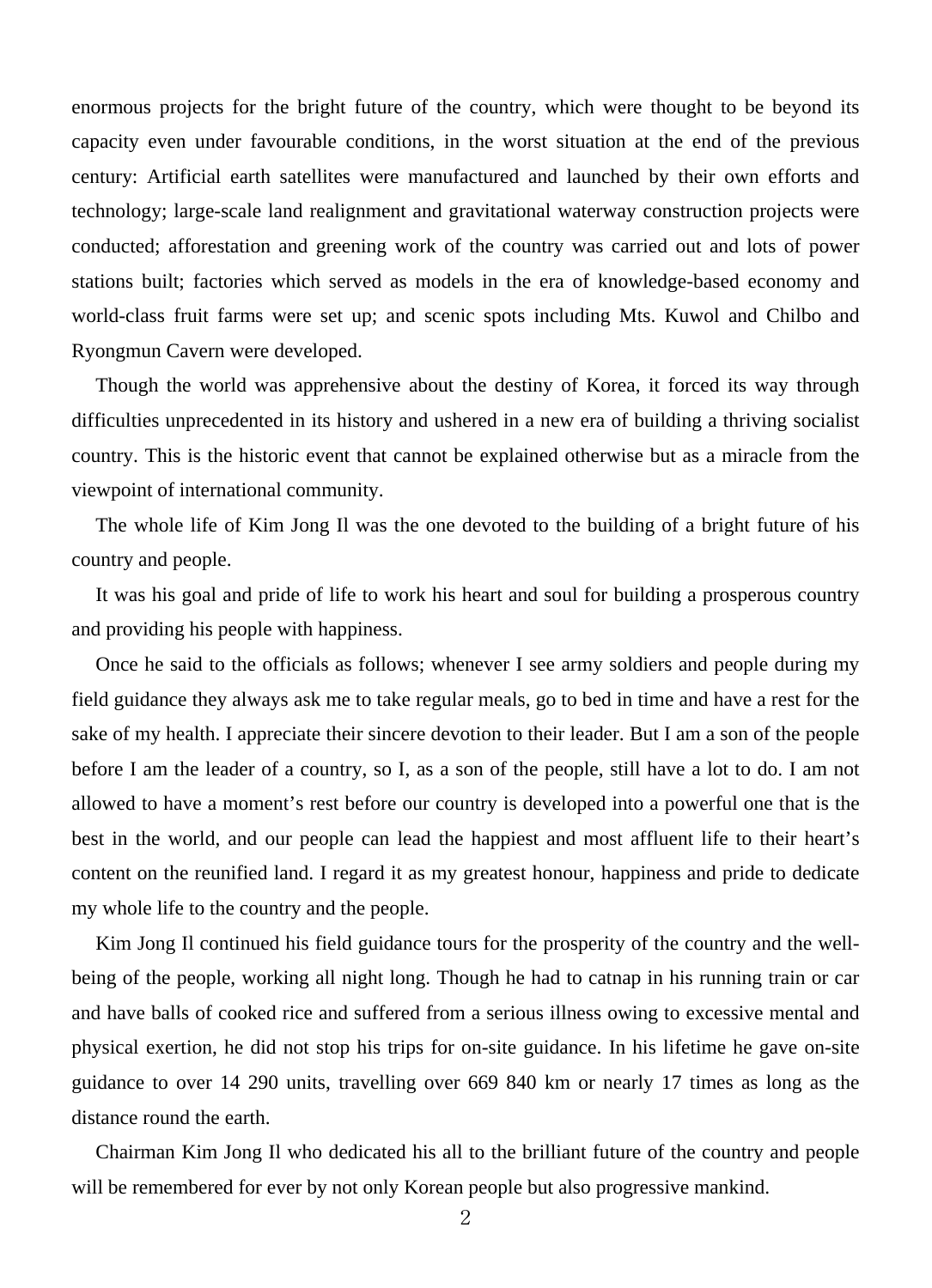enormous projects for the bright future of the country, which were thought to be beyond its capacity even under favourable conditions, in the worst situation at the end of the previous century: Artificial earth satellites were manufactured and launched by their own efforts and technology; large-scale land realignment and gravitational waterway construction projects were conducted; afforestation and greening work of the country was carried out and lots of power stations built; factories which served as models in the era of knowledge-based economy and world-class fruit farms were set up; and scenic spots including Mts. Kuwol and Chilbo and Ryongmun Cavern were developed.

Though the world was apprehensive about the destiny of Korea, it forced its way through difficulties unprecedented in its history and ushered in a new era of building a thriving socialist country. This is the historic event that cannot be explained otherwise but as a miracle from the viewpoint of international community.

The whole life of Kim Jong Il was the one devoted to the building of a bright future of his country and people.

It was his goal and pride of life to work his heart and soul for building a prosperous country and providing his people with happiness.

Once he said to the officials as follows; whenever I see army soldiers and people during my field guidance they always ask me to take regular meals, go to bed in time and have a rest for the sake of my health. I appreciate their sincere devotion to their leader. But I am a son of the people before I am the leader of a country, so I, as a son of the people, still have a lot to do. I am not allowed to have a moment's rest before our country is developed into a powerful one that is the best in the world, and our people can lead the happiest and most affluent life to their heart's content on the reunified land. I regard it as my greatest honour, happiness and pride to dedicate my whole life to the country and the people.

Kim Jong Il continued his field guidance tours for the prosperity of the country and the well-being of the people, working all night long. Though he had to catnap in his running train or car and have balls of cooked rice and suffered from a serious illness owing to excessive mental and physical exertion, he did not stop his trips for on-site guidance. In his lifetime he gave on-site guidance to over 14 290 units, travelling over 669 840 km or nearly 17 times as long as the distance round the earth.

Chairman Kim Jong Il who dedicated his all to the brilliant future of the country and people will be remembered for ever by not only Korean people but also progressive mankind.